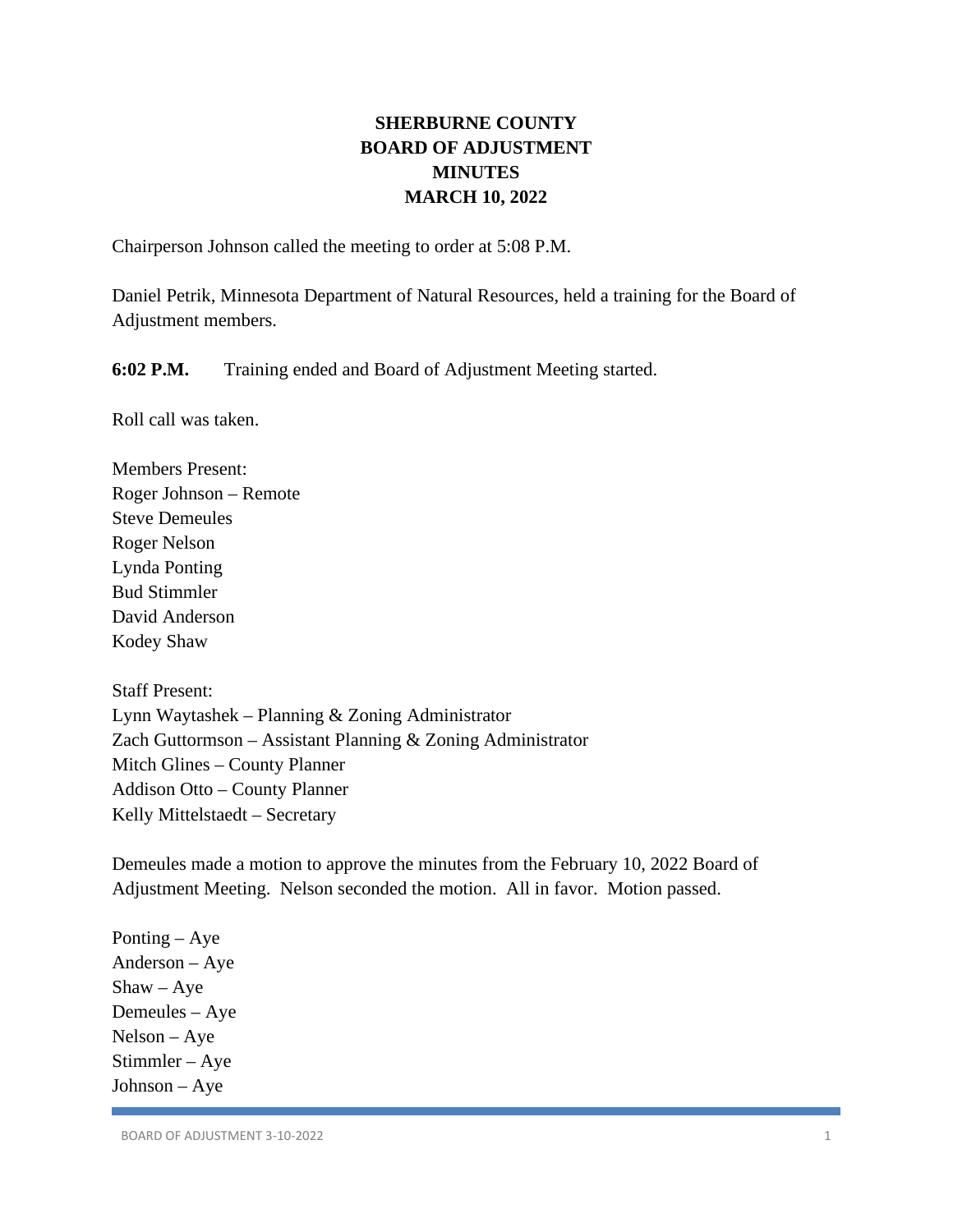# SHERBURNE COUNTY
# BOARD OF ADJUSTMENT
# MINUTES
# MARCH 10, 2022

Chairperson Johnson called the meeting to order at 5:08 P.M.

Daniel Petrik, Minnesota Department of Natural Resources, held a training for the Board of Adjustment members.

**6:02 P.M.** Training ended and Board of Adjustment Meeting started.

Roll call was taken.

Members Present:
Roger Johnson – Remote
Steve Demeules
Roger Nelson
Lynda Ponting
Bud Stimmler
David Anderson
Kodey Shaw

Staff Present:
Lynn Waytashek – Planning & Zoning Administrator
Zach Guttormson – Assistant Planning & Zoning Administrator
Mitch Glines – County Planner
Addison Otto – County Planner
Kelly Mittelstaedt – Secretary

Demeules made a motion to approve the minutes from the February 10, 2022 Board of Adjustment Meeting. Nelson seconded the motion. All in favor. Motion passed.

Ponting – Aye
Anderson – Aye
Shaw – Aye
Demeules – Aye
Nelson – Aye
Stimmler – Aye
Johnson – Aye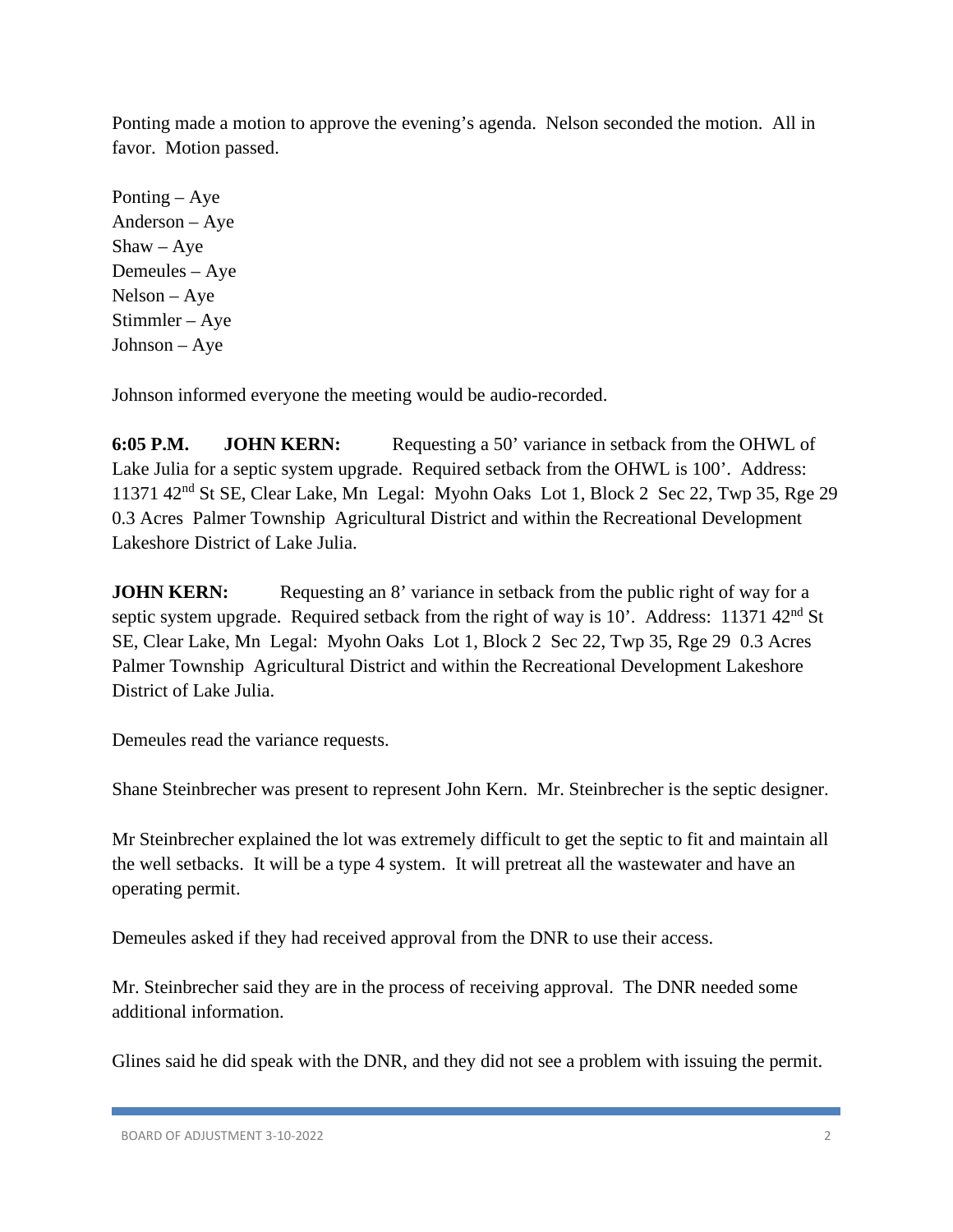Ponting made a motion to approve the evening's agenda. Nelson seconded the motion. All in favor. Motion passed.

Ponting – Aye
Anderson – Aye
Shaw – Aye
Demeules – Aye
Nelson – Aye
Stimmler – Aye
Johnson – Aye

Johnson informed everyone the meeting would be audio-recorded.

**6:05 P.M. JOHN KERN:** Requesting a 50' variance in setback from the OHWL of Lake Julia for a septic system upgrade. Required setback from the OHWL is 100'. Address: 11371 42nd St SE, Clear Lake, Mn Legal: Myohn Oaks Lot 1, Block 2 Sec 22, Twp 35, Rge 29 0.3 Acres Palmer Township Agricultural District and within the Recreational Development Lakeshore District of Lake Julia.

**JOHN KERN:** Requesting an 8' variance in setback from the public right of way for a septic system upgrade. Required setback from the right of way is 10'. Address: 11371 42nd St SE, Clear Lake, Mn Legal: Myohn Oaks Lot 1, Block 2 Sec 22, Twp 35, Rge 29 0.3 Acres Palmer Township Agricultural District and within the Recreational Development Lakeshore District of Lake Julia.

Demeules read the variance requests.

Shane Steinbrecher was present to represent John Kern. Mr. Steinbrecher is the septic designer.

Mr Steinbrecher explained the lot was extremely difficult to get the septic to fit and maintain all the well setbacks. It will be a type 4 system. It will pretreat all the wastewater and have an operating permit.

Demeules asked if they had received approval from the DNR to use their access.

Mr. Steinbrecher said they are in the process of receiving approval. The DNR needed some additional information.

Glines said he did speak with the DNR, and they did not see a problem with issuing the permit.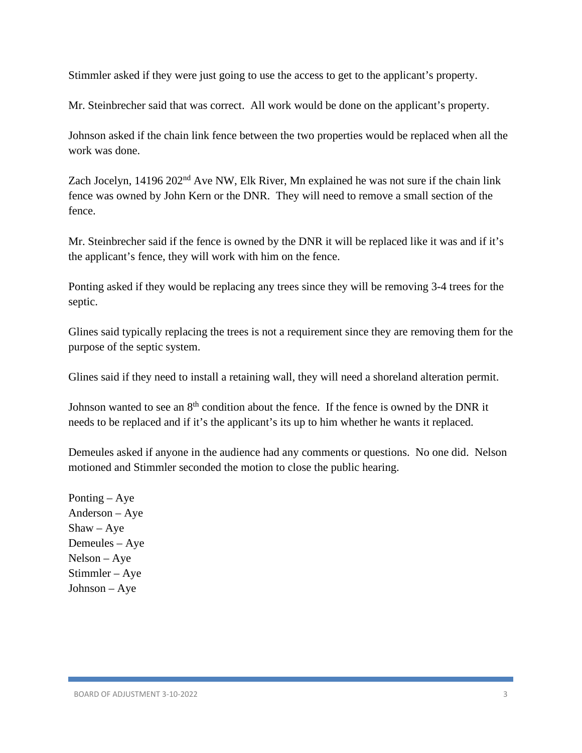Stimmler asked if they were just going to use the access to get to the applicant's property.

Mr. Steinbrecher said that was correct. All work would be done on the applicant's property.

Johnson asked if the chain link fence between the two properties would be replaced when all the work was done.

Zach Jocelyn, 14196 202nd Ave NW, Elk River, Mn explained he was not sure if the chain link fence was owned by John Kern or the DNR. They will need to remove a small section of the fence.

Mr. Steinbrecher said if the fence is owned by the DNR it will be replaced like it was and if it's the applicant's fence, they will work with him on the fence.

Ponting asked if they would be replacing any trees since they will be removing 3-4 trees for the septic.

Glines said typically replacing the trees is not a requirement since they are removing them for the purpose of the septic system.

Glines said if they need to install a retaining wall, they will need a shoreland alteration permit.

Johnson wanted to see an 8th condition about the fence. If the fence is owned by the DNR it needs to be replaced and if it's the applicant's its up to him whether he wants it replaced.

Demeules asked if anyone in the audience had any comments or questions. No one did. Nelson motioned and Stimmler seconded the motion to close the public hearing.

Ponting – Aye
Anderson – Aye
Shaw – Aye
Demeules – Aye
Nelson – Aye
Stimmler – Aye
Johnson – Aye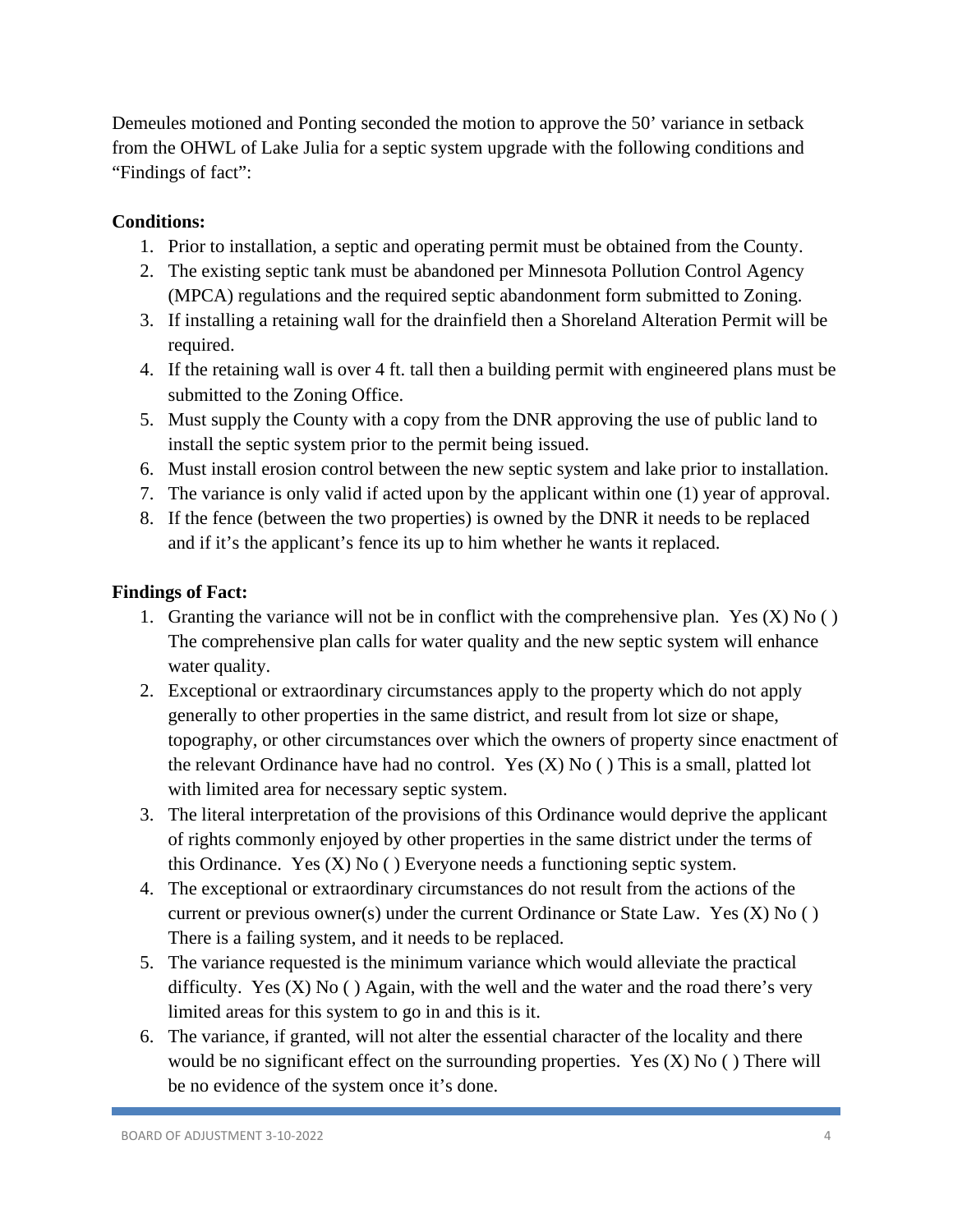Demeules motioned and Ponting seconded the motion to approve the 50' variance in setback from the OHWL of Lake Julia for a septic system upgrade with the following conditions and "Findings of fact":

**Conditions:**

1. Prior to installation, a septic and operating permit must be obtained from the County.
2. The existing septic tank must be abandoned per Minnesota Pollution Control Agency (MPCA) regulations and the required septic abandonment form submitted to Zoning.
3. If installing a retaining wall for the drainfield then a Shoreland Alteration Permit will be required.
4. If the retaining wall is over 4 ft. tall then a building permit with engineered plans must be submitted to the Zoning Office.
5. Must supply the County with a copy from the DNR approving the use of public land to install the septic system prior to the permit being issued.
6. Must install erosion control between the new septic system and lake prior to installation.
7. The variance is only valid if acted upon by the applicant within one (1) year of approval.
8. If the fence (between the two properties) is owned by the DNR it needs to be replaced and if it's the applicant's fence its up to him whether he wants it replaced.

**Findings of Fact:**

1. Granting the variance will not be in conflict with the comprehensive plan. Yes (X) No ( ) The comprehensive plan calls for water quality and the new septic system will enhance water quality.
2. Exceptional or extraordinary circumstances apply to the property which do not apply generally to other properties in the same district, and result from lot size or shape, topography, or other circumstances over which the owners of property since enactment of the relevant Ordinance have had no control. Yes (X) No ( ) This is a small, platted lot with limited area for necessary septic system.
3. The literal interpretation of the provisions of this Ordinance would deprive the applicant of rights commonly enjoyed by other properties in the same district under the terms of this Ordinance. Yes (X) No ( ) Everyone needs a functioning septic system.
4. The exceptional or extraordinary circumstances do not result from the actions of the current or previous owner(s) under the current Ordinance or State Law. Yes (X) No ( ) There is a failing system, and it needs to be replaced.
5. The variance requested is the minimum variance which would alleviate the practical difficulty. Yes (X) No ( ) Again, with the well and the water and the road there's very limited areas for this system to go in and this is it.
6. The variance, if granted, will not alter the essential character of the locality and there would be no significant effect on the surrounding properties. Yes (X) No ( ) There will be no evidence of the system once it's done.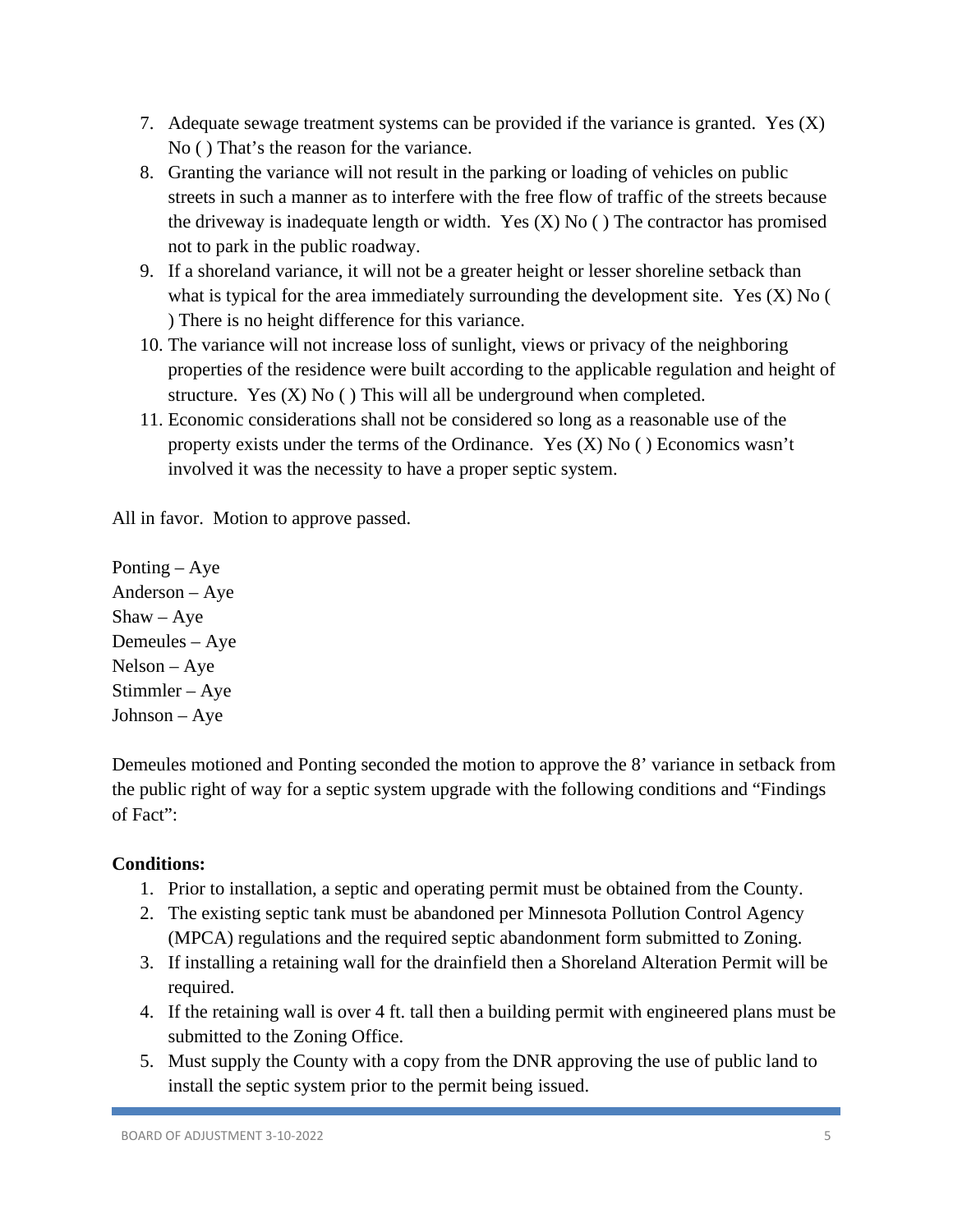7. Adequate sewage treatment systems can be provided if the variance is granted. Yes (X) No ( ) That's the reason for the variance.
8. Granting the variance will not result in the parking or loading of vehicles on public streets in such a manner as to interfere with the free flow of traffic of the streets because the driveway is inadequate length or width. Yes (X) No ( ) The contractor has promised not to park in the public roadway.
9. If a shoreland variance, it will not be a greater height or lesser shoreline setback than what is typical for the area immediately surrounding the development site. Yes (X) No ( ) There is no height difference for this variance.
10. The variance will not increase loss of sunlight, views or privacy of the neighboring properties of the residence were built according to the applicable regulation and height of structure. Yes (X) No ( ) This will all be underground when completed.
11. Economic considerations shall not be considered so long as a reasonable use of the property exists under the terms of the Ordinance. Yes (X) No ( ) Economics wasn't involved it was the necessity to have a proper septic system.

All in favor. Motion to approve passed.

Ponting – Aye
Anderson – Aye
Shaw – Aye
Demeules – Aye
Nelson – Aye
Stimmler – Aye
Johnson – Aye

Demeules motioned and Ponting seconded the motion to approve the 8' variance in setback from the public right of way for a septic system upgrade with the following conditions and "Findings of Fact":

**Conditions:**

1. Prior to installation, a septic and operating permit must be obtained from the County.
2. The existing septic tank must be abandoned per Minnesota Pollution Control Agency (MPCA) regulations and the required septic abandonment form submitted to Zoning.
3. If installing a retaining wall for the drainfield then a Shoreland Alteration Permit will be required.
4. If the retaining wall is over 4 ft. tall then a building permit with engineered plans must be submitted to the Zoning Office.
5. Must supply the County with a copy from the DNR approving the use of public land to install the septic system prior to the permit being issued.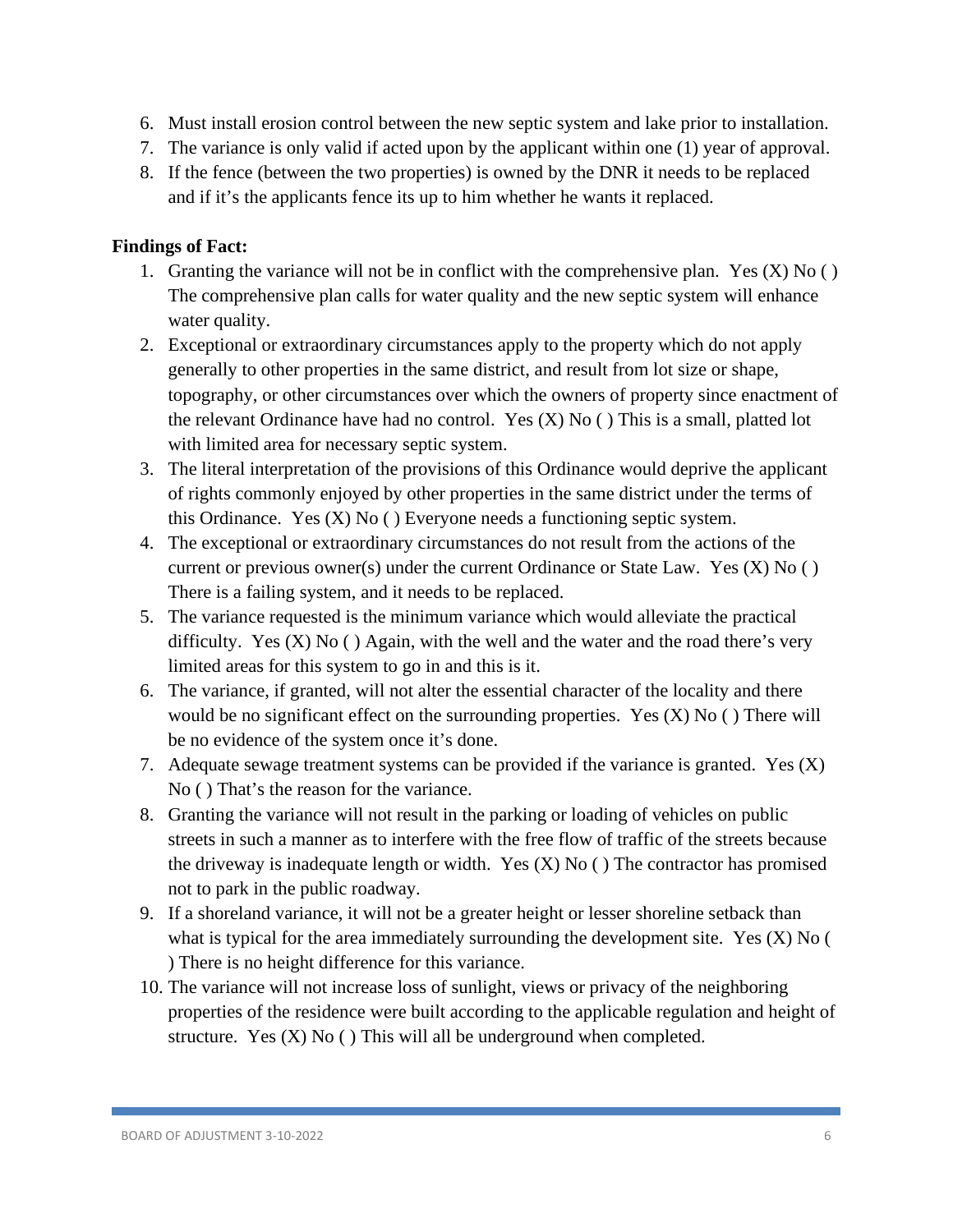6. Must install erosion control between the new septic system and lake prior to installation.
7. The variance is only valid if acted upon by the applicant within one (1) year of approval.
8. If the fence (between the two properties) is owned by the DNR it needs to be replaced and if it's the applicants fence its up to him whether he wants it replaced.

**Findings of Fact:**

1. Granting the variance will not be in conflict with the comprehensive plan. Yes (X) No ( ) The comprehensive plan calls for water quality and the new septic system will enhance water quality.
2. Exceptional or extraordinary circumstances apply to the property which do not apply generally to other properties in the same district, and result from lot size or shape, topography, or other circumstances over which the owners of property since enactment of the relevant Ordinance have had no control. Yes (X) No ( ) This is a small, platted lot with limited area for necessary septic system.
3. The literal interpretation of the provisions of this Ordinance would deprive the applicant of rights commonly enjoyed by other properties in the same district under the terms of this Ordinance. Yes (X) No ( ) Everyone needs a functioning septic system.
4. The exceptional or extraordinary circumstances do not result from the actions of the current or previous owner(s) under the current Ordinance or State Law. Yes (X) No ( ) There is a failing system, and it needs to be replaced.
5. The variance requested is the minimum variance which would alleviate the practical difficulty. Yes (X) No ( ) Again, with the well and the water and the road there's very limited areas for this system to go in and this is it.
6. The variance, if granted, will not alter the essential character of the locality and there would be no significant effect on the surrounding properties. Yes (X) No ( ) There will be no evidence of the system once it's done.
7. Adequate sewage treatment systems can be provided if the variance is granted. Yes (X) No ( ) That's the reason for the variance.
8. Granting the variance will not result in the parking or loading of vehicles on public streets in such a manner as to interfere with the free flow of traffic of the streets because the driveway is inadequate length or width. Yes (X) No ( ) The contractor has promised not to park in the public roadway.
9. If a shoreland variance, it will not be a greater height or lesser shoreline setback than what is typical for the area immediately surrounding the development site. Yes (X) No ( ) There is no height difference for this variance.
10. The variance will not increase loss of sunlight, views or privacy of the neighboring properties of the residence were built according to the applicable regulation and height of structure. Yes (X) No ( ) This will all be underground when completed.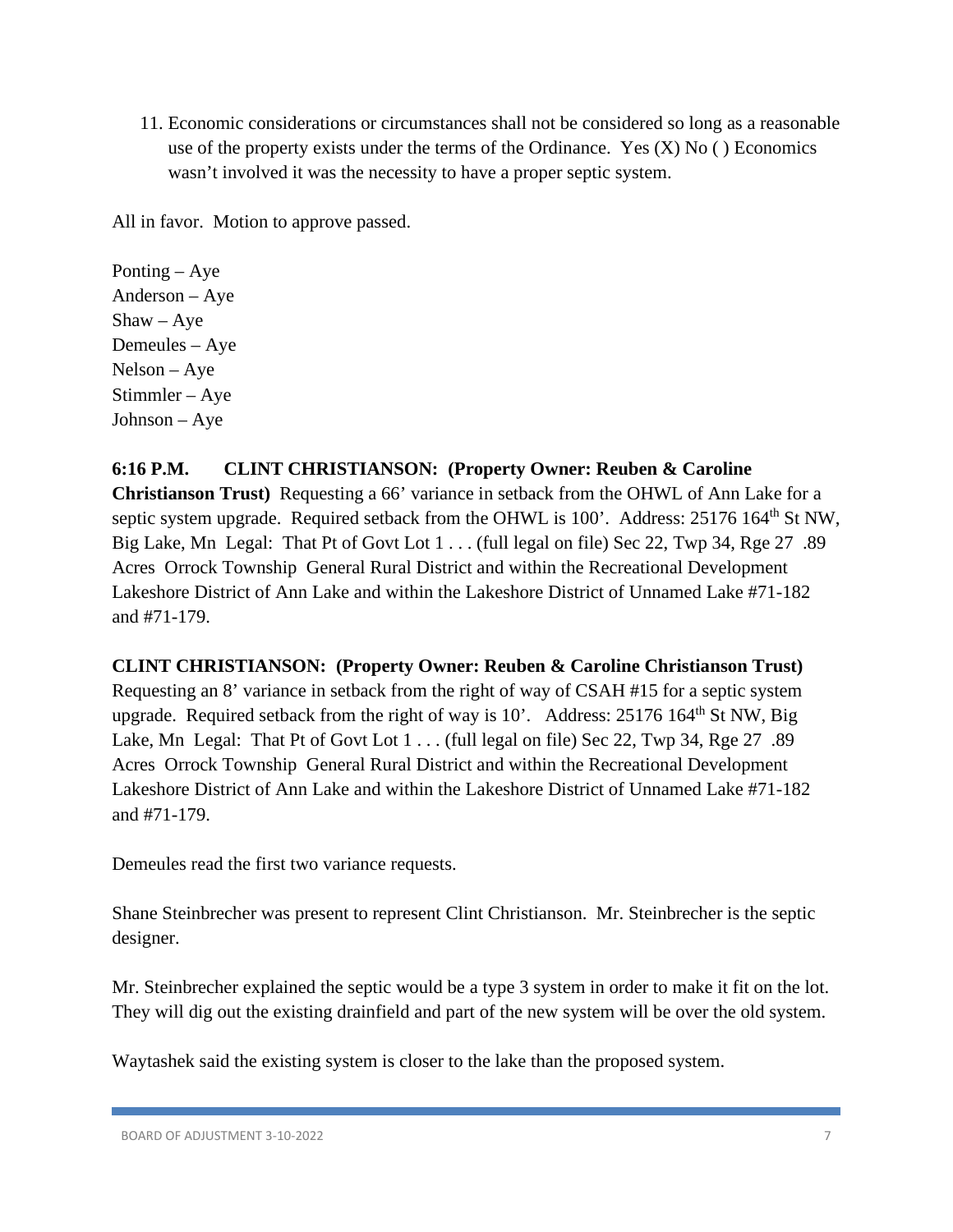11. Economic considerations or circumstances shall not be considered so long as a reasonable use of the property exists under the terms of the Ordinance. Yes (X) No ( ) Economics wasn't involved it was the necessity to have a proper septic system.

All in favor. Motion to approve passed.

Ponting – Aye
Anderson – Aye
Shaw – Aye
Demeules – Aye
Nelson – Aye
Stimmler – Aye
Johnson – Aye

**6:16 P.M. CLINT CHRISTIANSON: (Property Owner: Reuben & Caroline Christianson Trust)** Requesting a 66' variance in setback from the OHWL of Ann Lake for a septic system upgrade. Required setback from the OHWL is 100'. Address: 25176 164th St NW, Big Lake, Mn Legal: That Pt of Govt Lot 1 . . . (full legal on file) Sec 22, Twp 34, Rge 27 .89 Acres Orrock Township General Rural District and within the Recreational Development Lakeshore District of Ann Lake and within the Lakeshore District of Unnamed Lake #71-182 and #71-179.

**CLINT CHRISTIANSON: (Property Owner: Reuben & Caroline Christianson Trust)** Requesting an 8' variance in setback from the right of way of CSAH #15 for a septic system upgrade. Required setback from the right of way is 10'. Address: 25176 164th St NW, Big Lake, Mn Legal: That Pt of Govt Lot 1 . . . (full legal on file) Sec 22, Twp 34, Rge 27 .89 Acres Orrock Township General Rural District and within the Recreational Development Lakeshore District of Ann Lake and within the Lakeshore District of Unnamed Lake #71-182 and #71-179.

Demeules read the first two variance requests.

Shane Steinbrecher was present to represent Clint Christianson. Mr. Steinbrecher is the septic designer.

Mr. Steinbrecher explained the septic would be a type 3 system in order to make it fit on the lot. They will dig out the existing drainfield and part of the new system will be over the old system.

Waytashek said the existing system is closer to the lake than the proposed system.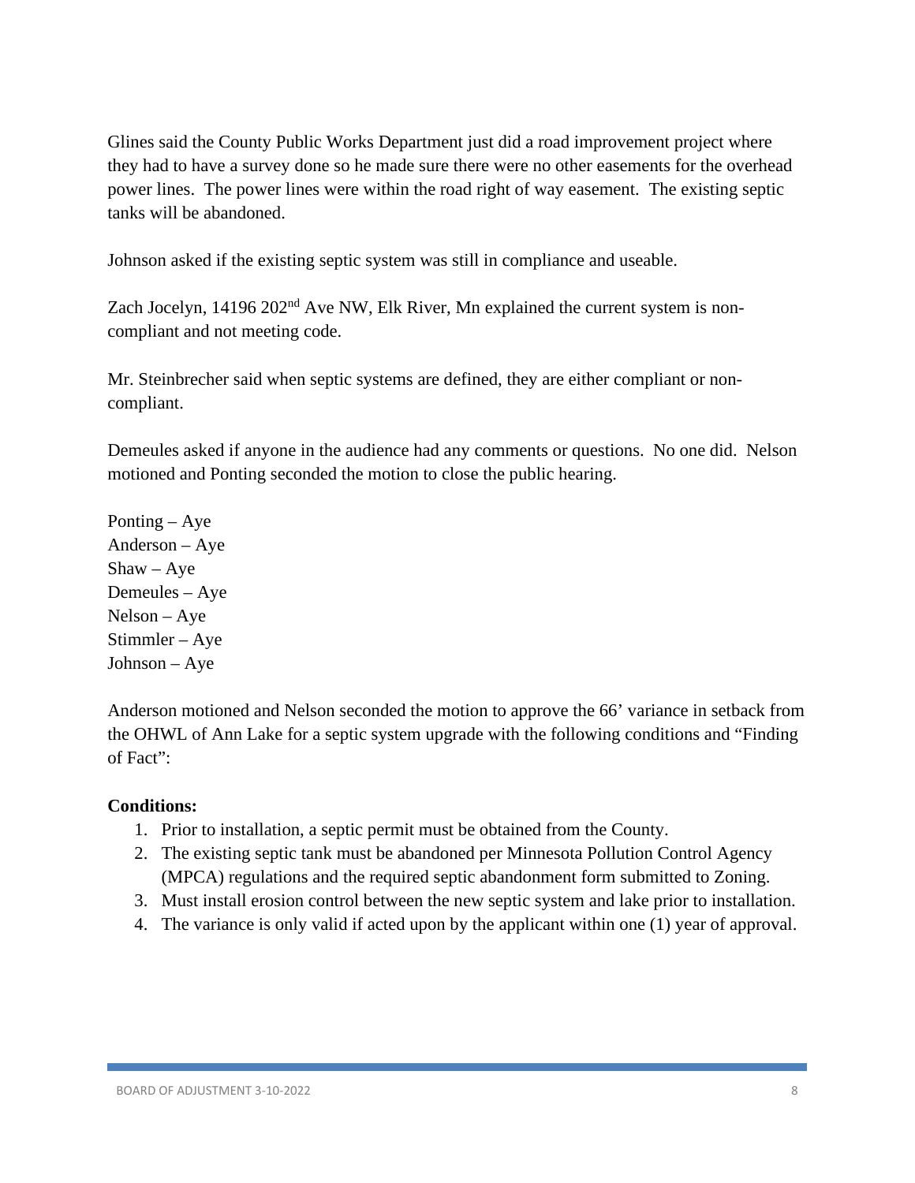Glines said the County Public Works Department just did a road improvement project where they had to have a survey done so he made sure there were no other easements for the overhead power lines. The power lines were within the road right of way easement. The existing septic tanks will be abandoned.

Johnson asked if the existing septic system was still in compliance and useable.

Zach Jocelyn, 14196 202nd Ave NW, Elk River, Mn explained the current system is non-compliant and not meeting code.

Mr. Steinbrecher said when septic systems are defined, they are either compliant or non-compliant.

Demeules asked if anyone in the audience had any comments or questions. No one did. Nelson motioned and Ponting seconded the motion to close the public hearing.

Ponting – Aye
Anderson – Aye
Shaw – Aye
Demeules – Aye
Nelson – Aye
Stimmler – Aye
Johnson – Aye

Anderson motioned and Nelson seconded the motion to approve the 66' variance in setback from the OHWL of Ann Lake for a septic system upgrade with the following conditions and "Finding of Fact":

**Conditions:**

1. Prior to installation, a septic permit must be obtained from the County.
2. The existing septic tank must be abandoned per Minnesota Pollution Control Agency (MPCA) regulations and the required septic abandonment form submitted to Zoning.
3. Must install erosion control between the new septic system and lake prior to installation.
4. The variance is only valid if acted upon by the applicant within one (1) year of approval.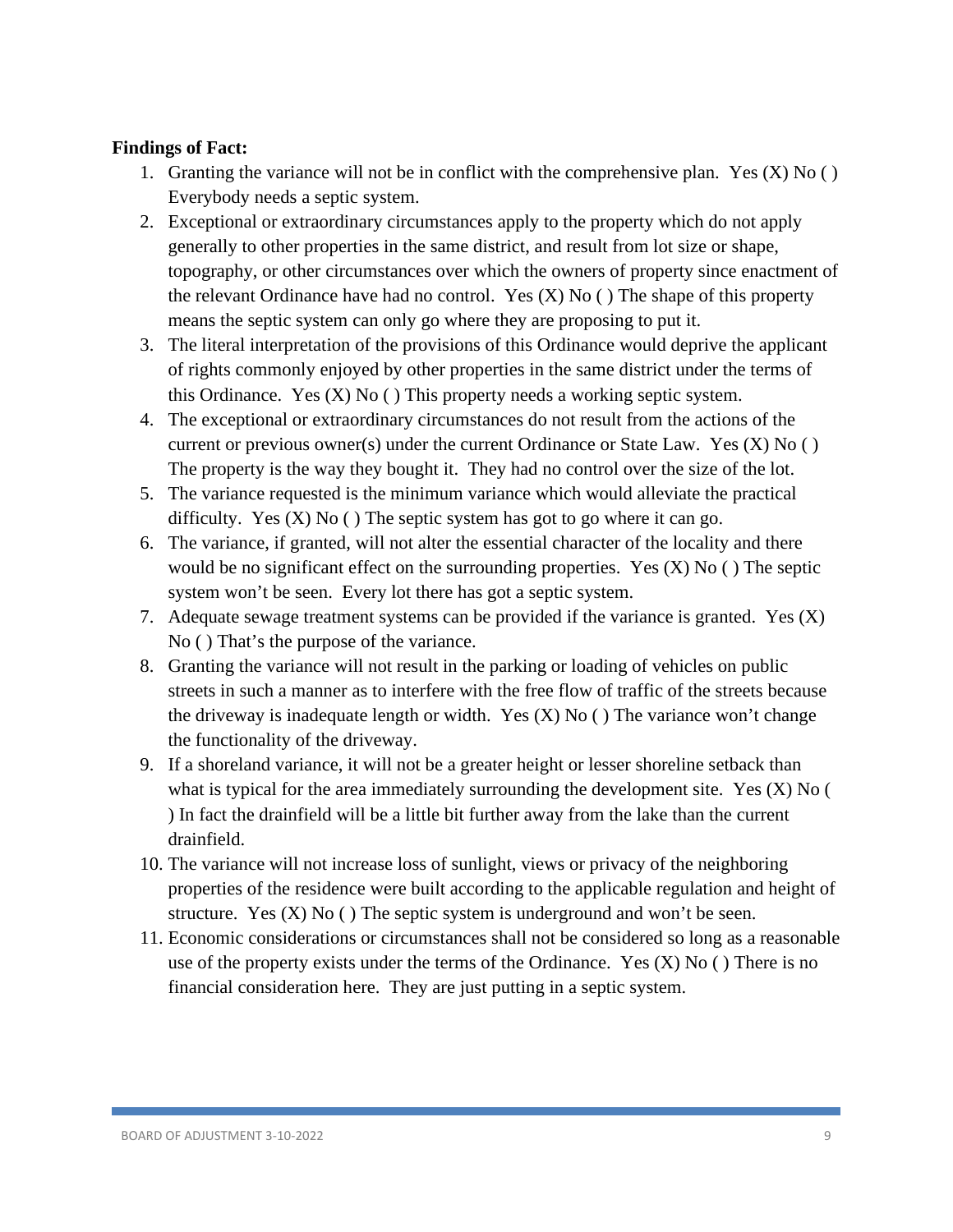**Findings of Fact:**

1. Granting the variance will not be in conflict with the comprehensive plan. Yes (X) No ( ) Everybody needs a septic system.
2. Exceptional or extraordinary circumstances apply to the property which do not apply generally to other properties in the same district, and result from lot size or shape, topography, or other circumstances over which the owners of property since enactment of the relevant Ordinance have had no control. Yes (X) No ( ) The shape of this property means the septic system can only go where they are proposing to put it.
3. The literal interpretation of the provisions of this Ordinance would deprive the applicant of rights commonly enjoyed by other properties in the same district under the terms of this Ordinance. Yes (X) No ( ) This property needs a working septic system.
4. The exceptional or extraordinary circumstances do not result from the actions of the current or previous owner(s) under the current Ordinance or State Law. Yes (X) No ( ) The property is the way they bought it. They had no control over the size of the lot.
5. The variance requested is the minimum variance which would alleviate the practical difficulty. Yes (X) No ( ) The septic system has got to go where it can go.
6. The variance, if granted, will not alter the essential character of the locality and there would be no significant effect on the surrounding properties. Yes (X) No ( ) The septic system won't be seen. Every lot there has got a septic system.
7. Adequate sewage treatment systems can be provided if the variance is granted. Yes (X) No ( ) That's the purpose of the variance.
8. Granting the variance will not result in the parking or loading of vehicles on public streets in such a manner as to interfere with the free flow of traffic of the streets because the driveway is inadequate length or width. Yes (X) No ( ) The variance won't change the functionality of the driveway.
9. If a shoreland variance, it will not be a greater height or lesser shoreline setback than what is typical for the area immediately surrounding the development site. Yes (X) No ( ) In fact the drainfield will be a little bit further away from the lake than the current drainfield.
10. The variance will not increase loss of sunlight, views or privacy of the neighboring properties of the residence were built according to the applicable regulation and height of structure. Yes (X) No ( ) The septic system is underground and won't be seen.
11. Economic considerations or circumstances shall not be considered so long as a reasonable use of the property exists under the terms of the Ordinance. Yes (X) No ( ) There is no financial consideration here. They are just putting in a septic system.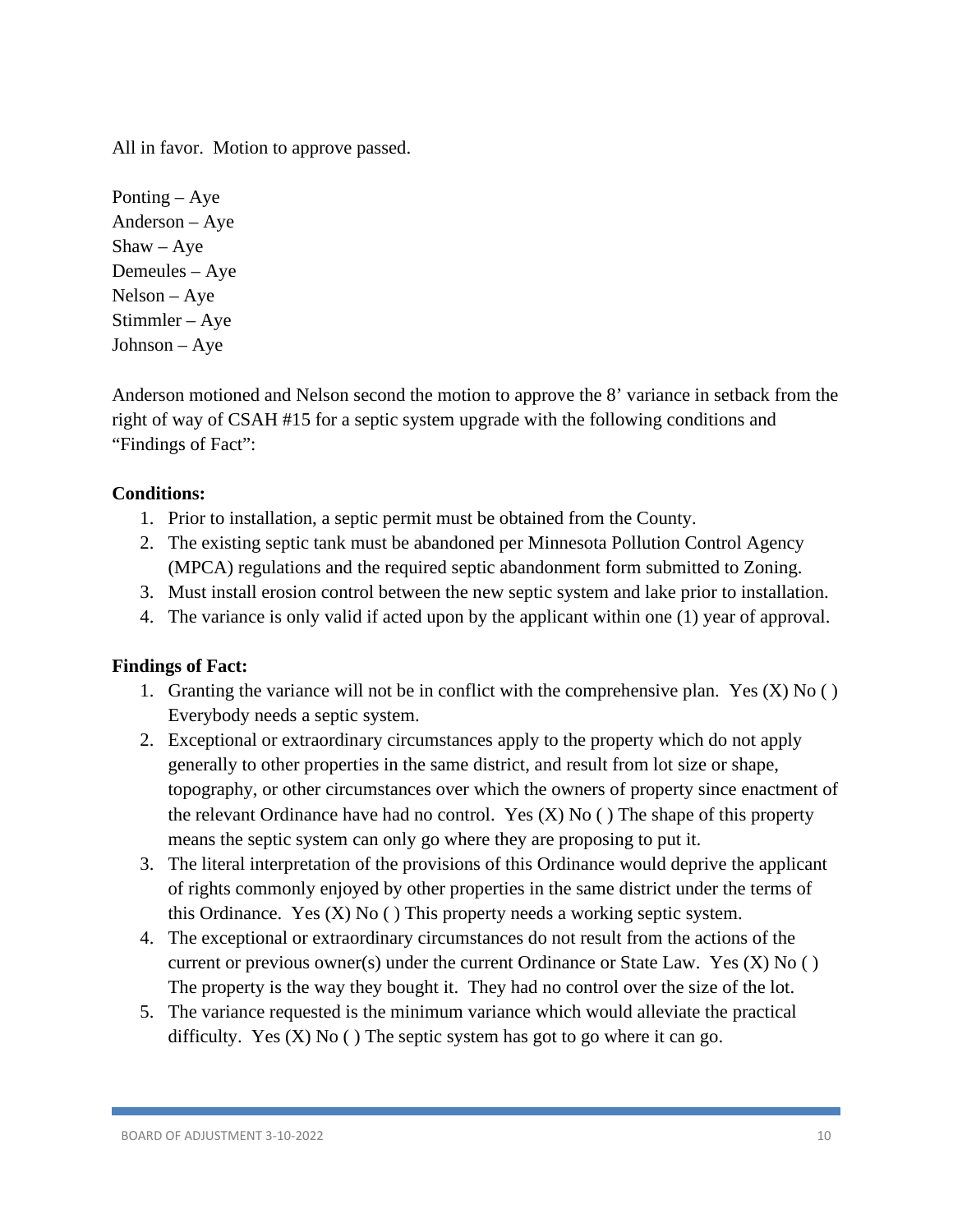All in favor. Motion to approve passed.

Ponting – Aye
Anderson – Aye
Shaw – Aye
Demeules – Aye
Nelson – Aye
Stimmler – Aye
Johnson – Aye

Anderson motioned and Nelson second the motion to approve the 8' variance in setback from the right of way of CSAH #15 for a septic system upgrade with the following conditions and "Findings of Fact":

**Conditions:**

1. Prior to installation, a septic permit must be obtained from the County.
2. The existing septic tank must be abandoned per Minnesota Pollution Control Agency (MPCA) regulations and the required septic abandonment form submitted to Zoning.
3. Must install erosion control between the new septic system and lake prior to installation.
4. The variance is only valid if acted upon by the applicant within one (1) year of approval.

**Findings of Fact:**

1. Granting the variance will not be in conflict with the comprehensive plan. Yes (X) No ( ) Everybody needs a septic system.
2. Exceptional or extraordinary circumstances apply to the property which do not apply generally to other properties in the same district, and result from lot size or shape, topography, or other circumstances over which the owners of property since enactment of the relevant Ordinance have had no control. Yes (X) No ( ) The shape of this property means the septic system can only go where they are proposing to put it.
3. The literal interpretation of the provisions of this Ordinance would deprive the applicant of rights commonly enjoyed by other properties in the same district under the terms of this Ordinance. Yes (X) No ( ) This property needs a working septic system.
4. The exceptional or extraordinary circumstances do not result from the actions of the current or previous owner(s) under the current Ordinance or State Law. Yes (X) No ( ) The property is the way they bought it. They had no control over the size of the lot.
5. The variance requested is the minimum variance which would alleviate the practical difficulty. Yes (X) No ( ) The septic system has got to go where it can go.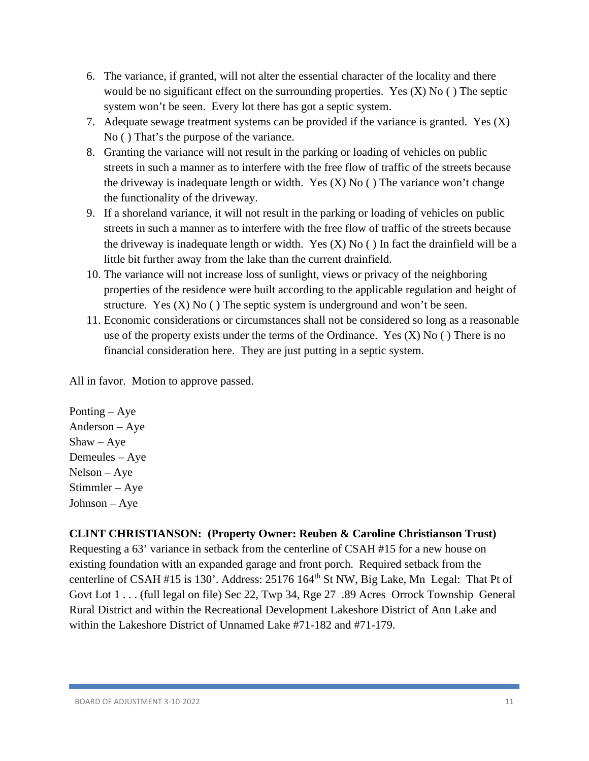6. The variance, if granted, will not alter the essential character of the locality and there would be no significant effect on the surrounding properties. Yes (X) No ( ) The septic system won't be seen. Every lot there has got a septic system.
7. Adequate sewage treatment systems can be provided if the variance is granted. Yes (X) No ( ) That's the purpose of the variance.
8. Granting the variance will not result in the parking or loading of vehicles on public streets in such a manner as to interfere with the free flow of traffic of the streets because the driveway is inadequate length or width. Yes (X) No ( ) The variance won't change the functionality of the driveway.
9. If a shoreland variance, it will not result in the parking or loading of vehicles on public streets in such a manner as to interfere with the free flow of traffic of the streets because the driveway is inadequate length or width. Yes (X) No ( ) In fact the drainfield will be a little bit further away from the lake than the current drainfield.
10. The variance will not increase loss of sunlight, views or privacy of the neighboring properties of the residence were built according to the applicable regulation and height of structure. Yes (X) No ( ) The septic system is underground and won't be seen.
11. Economic considerations or circumstances shall not be considered so long as a reasonable use of the property exists under the terms of the Ordinance. Yes (X) No ( ) There is no financial consideration here. They are just putting in a septic system.

All in favor. Motion to approve passed.

Ponting – Aye
Anderson – Aye
Shaw – Aye
Demeules – Aye
Nelson – Aye
Stimmler – Aye
Johnson – Aye

**CLINT CHRISTIANSON: (Property Owner: Reuben & Caroline Christianson Trust)**
Requesting a 63' variance in setback from the centerline of CSAH #15 for a new house on existing foundation with an expanded garage and front porch. Required setback from the centerline of CSAH #15 is 130'. Address: 25176 164th St NW, Big Lake, Mn Legal: That Pt of Govt Lot 1 . . . (full legal on file) Sec 22, Twp 34, Rge 27 .89 Acres Orrock Township General Rural District and within the Recreational Development Lakeshore District of Ann Lake and within the Lakeshore District of Unnamed Lake #71-182 and #71-179.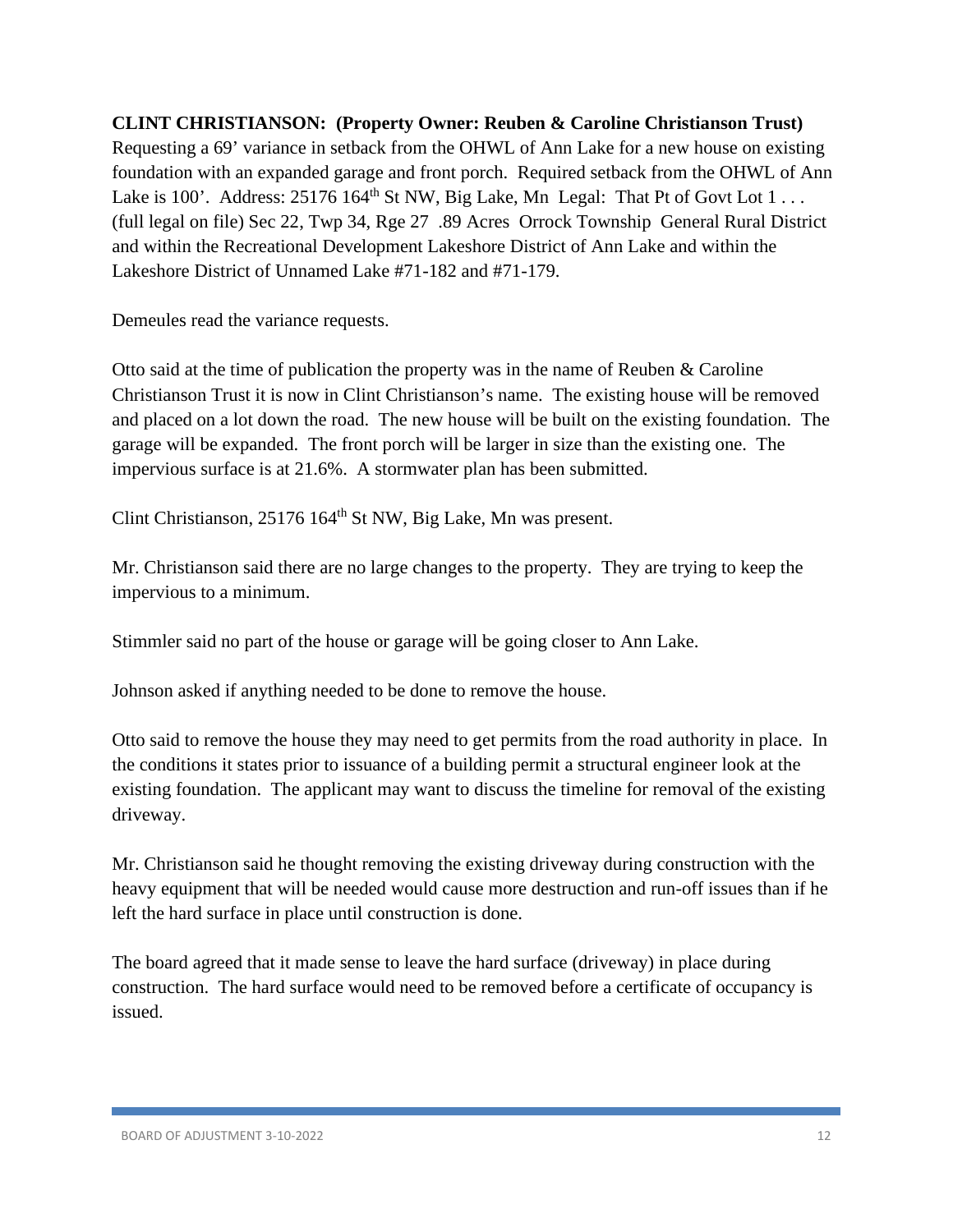**CLINT CHRISTIANSON: (Property Owner: Reuben & Caroline Christianson Trust)**
Requesting a 69' variance in setback from the OHWL of Ann Lake for a new house on existing foundation with an expanded garage and front porch. Required setback from the OHWL of Ann Lake is 100'. Address: 25176 164th St NW, Big Lake, Mn Legal: That Pt of Govt Lot 1 . . . (full legal on file) Sec 22, Twp 34, Rge 27 .89 Acres Orrock Township General Rural District and within the Recreational Development Lakeshore District of Ann Lake and within the Lakeshore District of Unnamed Lake #71-182 and #71-179.

Demeules read the variance requests.

Otto said at the time of publication the property was in the name of Reuben & Caroline Christianson Trust it is now in Clint Christianson's name. The existing house will be removed and placed on a lot down the road. The new house will be built on the existing foundation. The garage will be expanded. The front porch will be larger in size than the existing one. The impervious surface is at 21.6%. A stormwater plan has been submitted.

Clint Christianson, 25176 164th St NW, Big Lake, Mn was present.

Mr. Christianson said there are no large changes to the property. They are trying to keep the impervious to a minimum.

Stimmler said no part of the house or garage will be going closer to Ann Lake.

Johnson asked if anything needed to be done to remove the house.

Otto said to remove the house they may need to get permits from the road authority in place. In the conditions it states prior to issuance of a building permit a structural engineer look at the existing foundation. The applicant may want to discuss the timeline for removal of the existing driveway.

Mr. Christianson said he thought removing the existing driveway during construction with the heavy equipment that will be needed would cause more destruction and run-off issues than if he left the hard surface in place until construction is done.

The board agreed that it made sense to leave the hard surface (driveway) in place during construction. The hard surface would need to be removed before a certificate of occupancy is issued.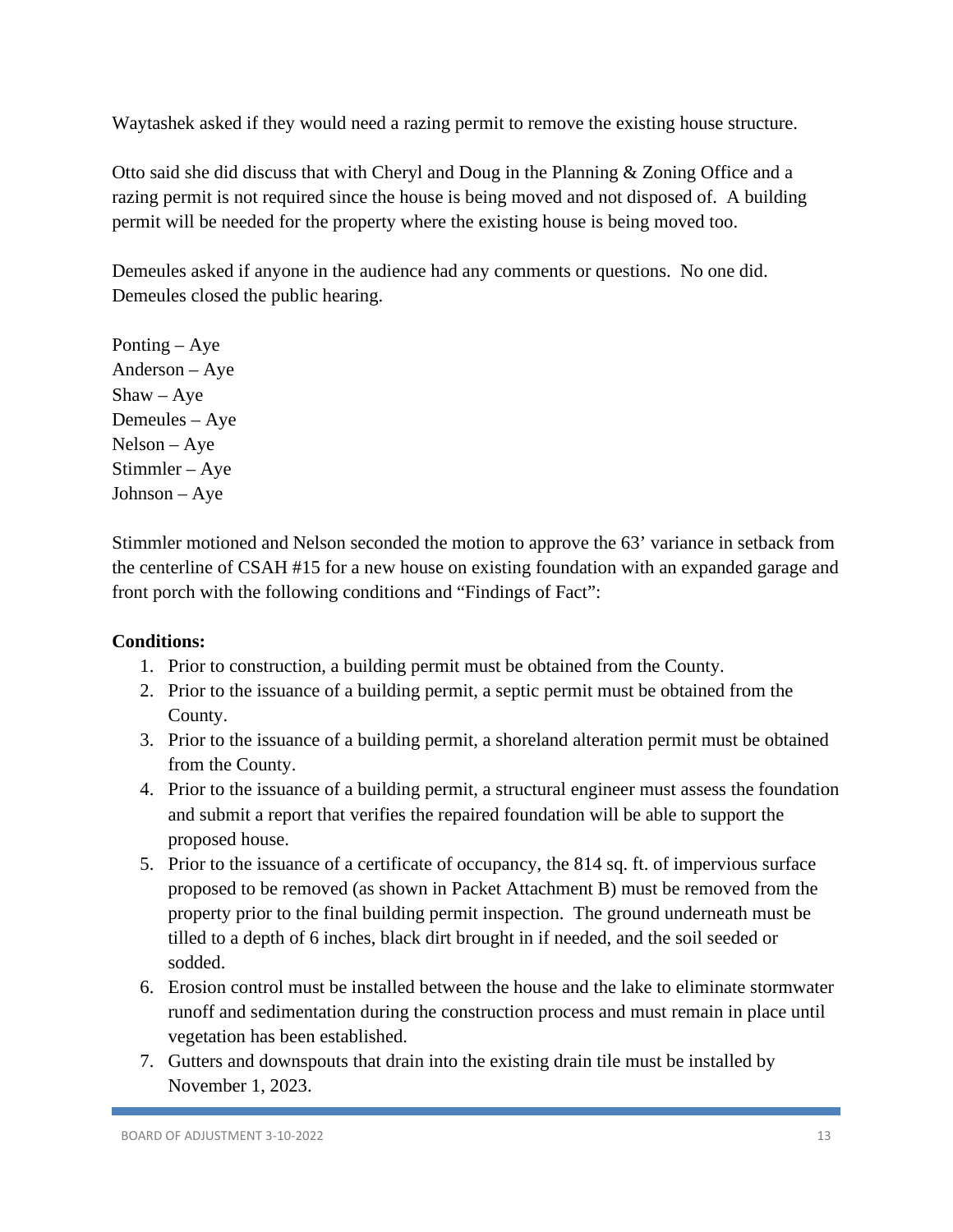Waytashek asked if they would need a razing permit to remove the existing house structure.

Otto said she did discuss that with Cheryl and Doug in the Planning & Zoning Office and a razing permit is not required since the house is being moved and not disposed of. A building permit will be needed for the property where the existing house is being moved too.

Demeules asked if anyone in the audience had any comments or questions. No one did. Demeules closed the public hearing.

Ponting – Aye
Anderson – Aye
Shaw – Aye
Demeules – Aye
Nelson – Aye
Stimmler – Aye
Johnson – Aye

Stimmler motioned and Nelson seconded the motion to approve the 63' variance in setback from the centerline of CSAH #15 for a new house on existing foundation with an expanded garage and front porch with the following conditions and "Findings of Fact":

**Conditions:**

1. Prior to construction, a building permit must be obtained from the County.
2. Prior to the issuance of a building permit, a septic permit must be obtained from the County.
3. Prior to the issuance of a building permit, a shoreland alteration permit must be obtained from the County.
4. Prior to the issuance of a building permit, a structural engineer must assess the foundation and submit a report that verifies the repaired foundation will be able to support the proposed house.
5. Prior to the issuance of a certificate of occupancy, the 814 sq. ft. of impervious surface proposed to be removed (as shown in Packet Attachment B) must be removed from the property prior to the final building permit inspection. The ground underneath must be tilled to a depth of 6 inches, black dirt brought in if needed, and the soil seeded or sodded.
6. Erosion control must be installed between the house and the lake to eliminate stormwater runoff and sedimentation during the construction process and must remain in place until vegetation has been established.
7. Gutters and downspouts that drain into the existing drain tile must be installed by November 1, 2023.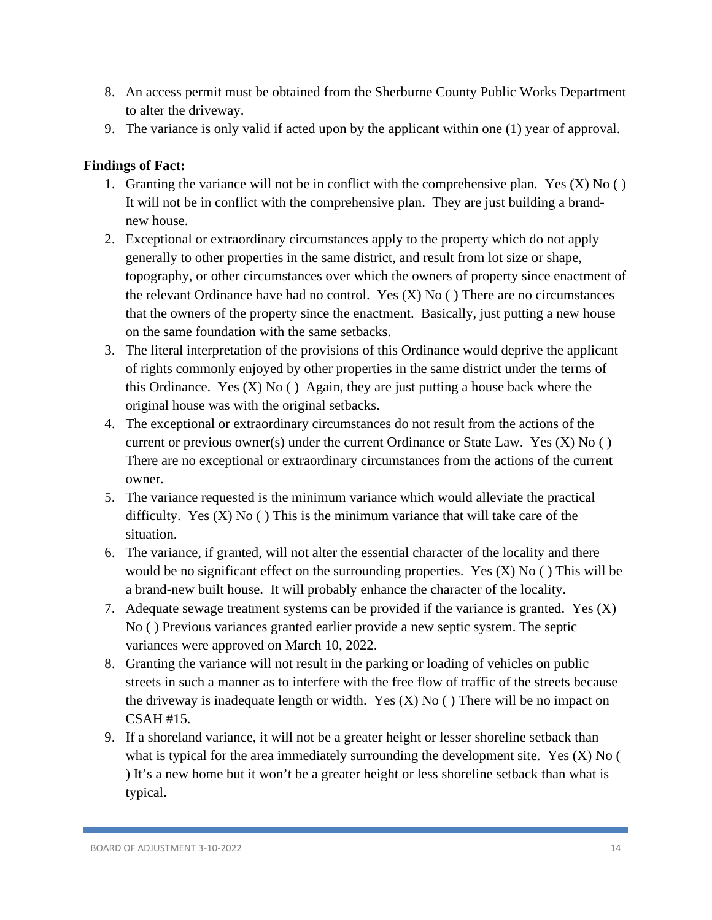8. An access permit must be obtained from the Sherburne County Public Works Department to alter the driveway.
9. The variance is only valid if acted upon by the applicant within one (1) year of approval.

**Findings of Fact:**

1. Granting the variance will not be in conflict with the comprehensive plan. Yes (X) No ( ) It will not be in conflict with the comprehensive plan. They are just building a brand-new house.
2. Exceptional or extraordinary circumstances apply to the property which do not apply generally to other properties in the same district, and result from lot size or shape, topography, or other circumstances over which the owners of property since enactment of the relevant Ordinance have had no control. Yes (X) No ( ) There are no circumstances that the owners of the property since the enactment. Basically, just putting a new house on the same foundation with the same setbacks.
3. The literal interpretation of the provisions of this Ordinance would deprive the applicant of rights commonly enjoyed by other properties in the same district under the terms of this Ordinance. Yes (X) No ( ) Again, they are just putting a house back where the original house was with the original setbacks.
4. The exceptional or extraordinary circumstances do not result from the actions of the current or previous owner(s) under the current Ordinance or State Law. Yes (X) No ( ) There are no exceptional or extraordinary circumstances from the actions of the current owner.
5. The variance requested is the minimum variance which would alleviate the practical difficulty. Yes (X) No ( ) This is the minimum variance that will take care of the situation.
6. The variance, if granted, will not alter the essential character of the locality and there would be no significant effect on the surrounding properties. Yes (X) No ( ) This will be a brand-new built house. It will probably enhance the character of the locality.
7. Adequate sewage treatment systems can be provided if the variance is granted. Yes (X) No ( ) Previous variances granted earlier provide a new septic system. The septic variances were approved on March 10, 2022.
8. Granting the variance will not result in the parking or loading of vehicles on public streets in such a manner as to interfere with the free flow of traffic of the streets because the driveway is inadequate length or width. Yes (X) No ( ) There will be no impact on CSAH #15.
9. If a shoreland variance, it will not be a greater height or lesser shoreline setback than what is typical for the area immediately surrounding the development site. Yes (X) No ( ) It's a new home but it won't be a greater height or less shoreline setback than what is typical.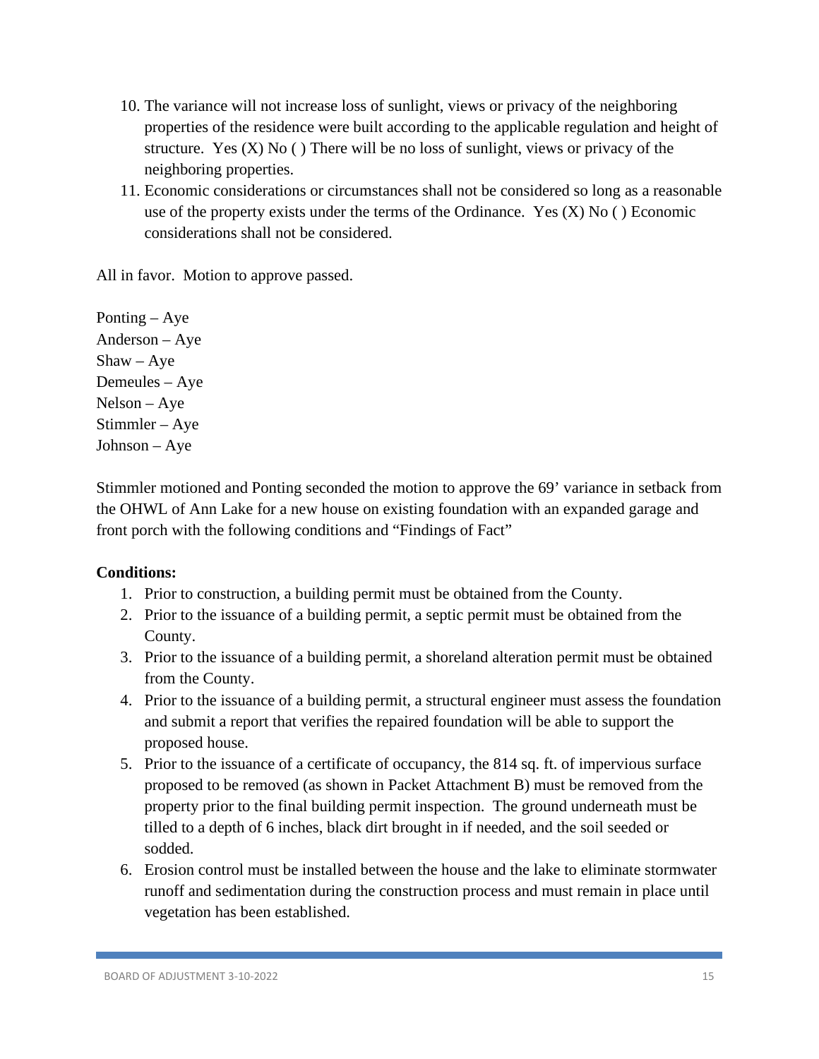10. The variance will not increase loss of sunlight, views or privacy of the neighboring properties of the residence were built according to the applicable regulation and height of structure. Yes (X) No ( ) There will be no loss of sunlight, views or privacy of the neighboring properties.
11. Economic considerations or circumstances shall not be considered so long as a reasonable use of the property exists under the terms of the Ordinance. Yes (X) No ( ) Economic considerations shall not be considered.

All in favor. Motion to approve passed.

Ponting – Aye
Anderson – Aye
Shaw – Aye
Demeules – Aye
Nelson – Aye
Stimmler – Aye
Johnson – Aye

Stimmler motioned and Ponting seconded the motion to approve the 69' variance in setback from the OHWL of Ann Lake for a new house on existing foundation with an expanded garage and front porch with the following conditions and "Findings of Fact"

**Conditions:**

1. Prior to construction, a building permit must be obtained from the County.
2. Prior to the issuance of a building permit, a septic permit must be obtained from the County.
3. Prior to the issuance of a building permit, a shoreland alteration permit must be obtained from the County.
4. Prior to the issuance of a building permit, a structural engineer must assess the foundation and submit a report that verifies the repaired foundation will be able to support the proposed house.
5. Prior to the issuance of a certificate of occupancy, the 814 sq. ft. of impervious surface proposed to be removed (as shown in Packet Attachment B) must be removed from the property prior to the final building permit inspection. The ground underneath must be tilled to a depth of 6 inches, black dirt brought in if needed, and the soil seeded or sodded.
6. Erosion control must be installed between the house and the lake to eliminate stormwater runoff and sedimentation during the construction process and must remain in place until vegetation has been established.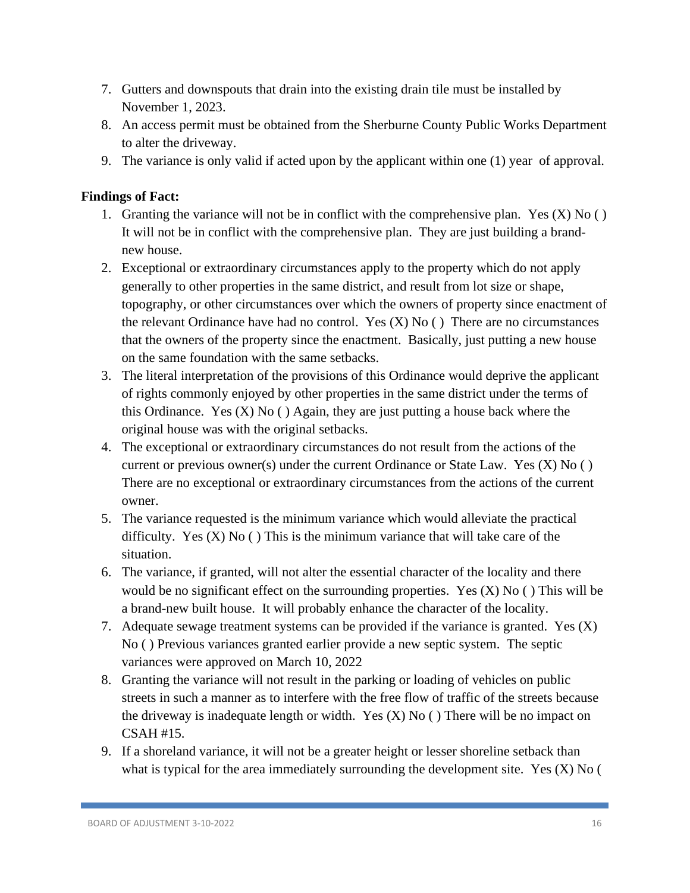7. Gutters and downspouts that drain into the existing drain tile must be installed by November 1, 2023.
8. An access permit must be obtained from the Sherburne County Public Works Department to alter the driveway.
9. The variance is only valid if acted upon by the applicant within one (1) year of approval.

**Findings of Fact:**

1. Granting the variance will not be in conflict with the comprehensive plan. Yes (X) No ( ) It will not be in conflict with the comprehensive plan. They are just building a brand-new house.
2. Exceptional or extraordinary circumstances apply to the property which do not apply generally to other properties in the same district, and result from lot size or shape, topography, or other circumstances over which the owners of property since enactment of the relevant Ordinance have had no control. Yes (X) No ( ) There are no circumstances that the owners of the property since the enactment. Basically, just putting a new house on the same foundation with the same setbacks.
3. The literal interpretation of the provisions of this Ordinance would deprive the applicant of rights commonly enjoyed by other properties in the same district under the terms of this Ordinance. Yes (X) No ( ) Again, they are just putting a house back where the original house was with the original setbacks.
4. The exceptional or extraordinary circumstances do not result from the actions of the current or previous owner(s) under the current Ordinance or State Law. Yes (X) No ( ) There are no exceptional or extraordinary circumstances from the actions of the current owner.
5. The variance requested is the minimum variance which would alleviate the practical difficulty. Yes (X) No ( ) This is the minimum variance that will take care of the situation.
6. The variance, if granted, will not alter the essential character of the locality and there would be no significant effect on the surrounding properties. Yes (X) No ( ) This will be a brand-new built house. It will probably enhance the character of the locality.
7. Adequate sewage treatment systems can be provided if the variance is granted. Yes (X) No ( ) Previous variances granted earlier provide a new septic system. The septic variances were approved on March 10, 2022
8. Granting the variance will not result in the parking or loading of vehicles on public streets in such a manner as to interfere with the free flow of traffic of the streets because the driveway is inadequate length or width. Yes (X) No ( ) There will be no impact on CSAH #15.
9. If a shoreland variance, it will not be a greater height or lesser shoreline setback than what is typical for the area immediately surrounding the development site. Yes (X) No (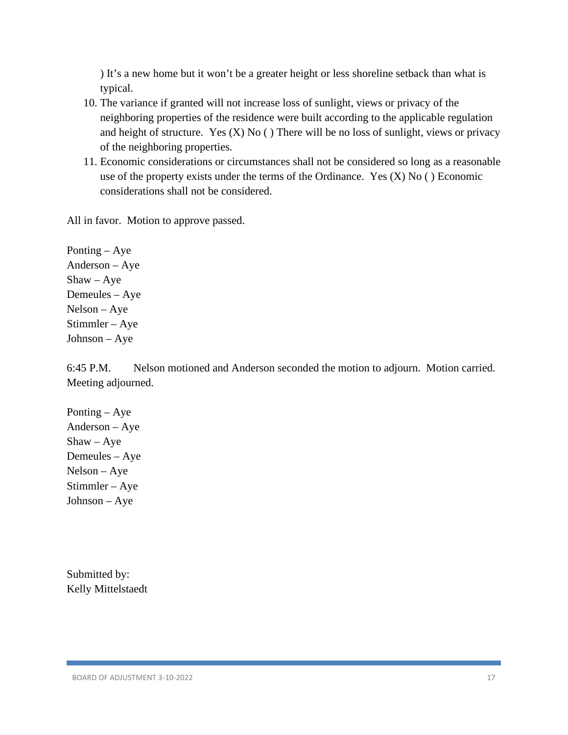) It's a new home but it won't be a greater height or less shoreline setback than what is typical.

10. The variance if granted will not increase loss of sunlight, views or privacy of the neighboring properties of the residence were built according to the applicable regulation and height of structure. Yes (X) No ( ) There will be no loss of sunlight, views or privacy of the neighboring properties.
11. Economic considerations or circumstances shall not be considered so long as a reasonable use of the property exists under the terms of the Ordinance. Yes (X) No ( ) Economic considerations shall not be considered.

All in favor. Motion to approve passed.

Ponting – Aye
Anderson – Aye
Shaw – Aye
Demeules – Aye
Nelson – Aye
Stimmler – Aye
Johnson – Aye

6:45 P.M. Nelson motioned and Anderson seconded the motion to adjourn. Motion carried. Meeting adjourned.

Ponting – Aye
Anderson – Aye
Shaw – Aye
Demeules – Aye
Nelson – Aye
Stimmler – Aye
Johnson – Aye

Submitted by:
Kelly Mittelstaedt